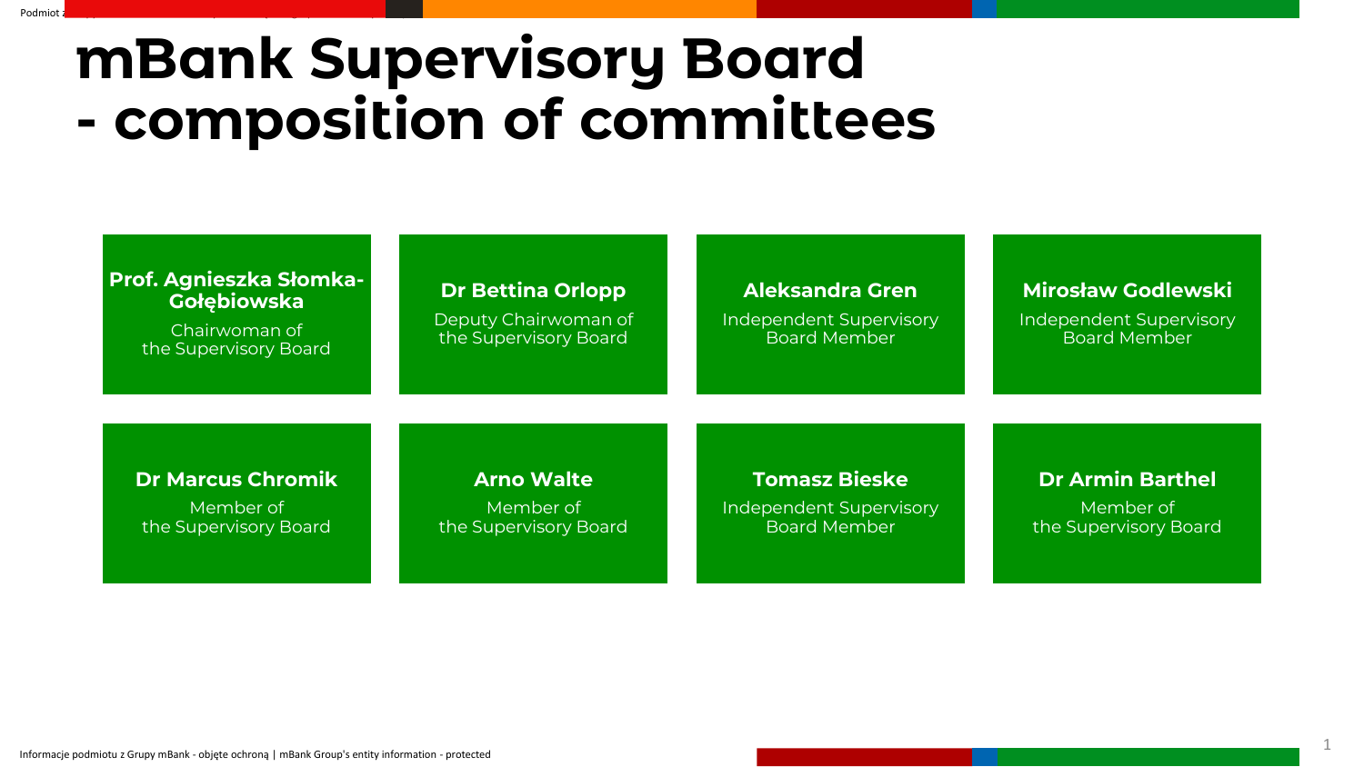# mBank Supervisory Board - composition of committees

**Prof. Agnieszka Słomka-Gołębiowska**
Chairwoman of the Supervisory Board

**Dr Bettina Orlopp**
Deputy Chairwoman of the Supervisory Board

**Aleksandra Gren**
Independent Supervisory Board Member

**Mirosław Godlewski**
Independent Supervisory Board Member

**Dr Marcus Chromik**
Member of the Supervisory Board

**Arno Walte**
Member of the Supervisory Board

**Tomasz Bieske**
Independent Supervisory Board Member

**Dr Armin Barthel**
Member of the Supervisory Board

Informacje podmiotu z Grupy mBank - objęte ochroną | mBank Group's entity information - protected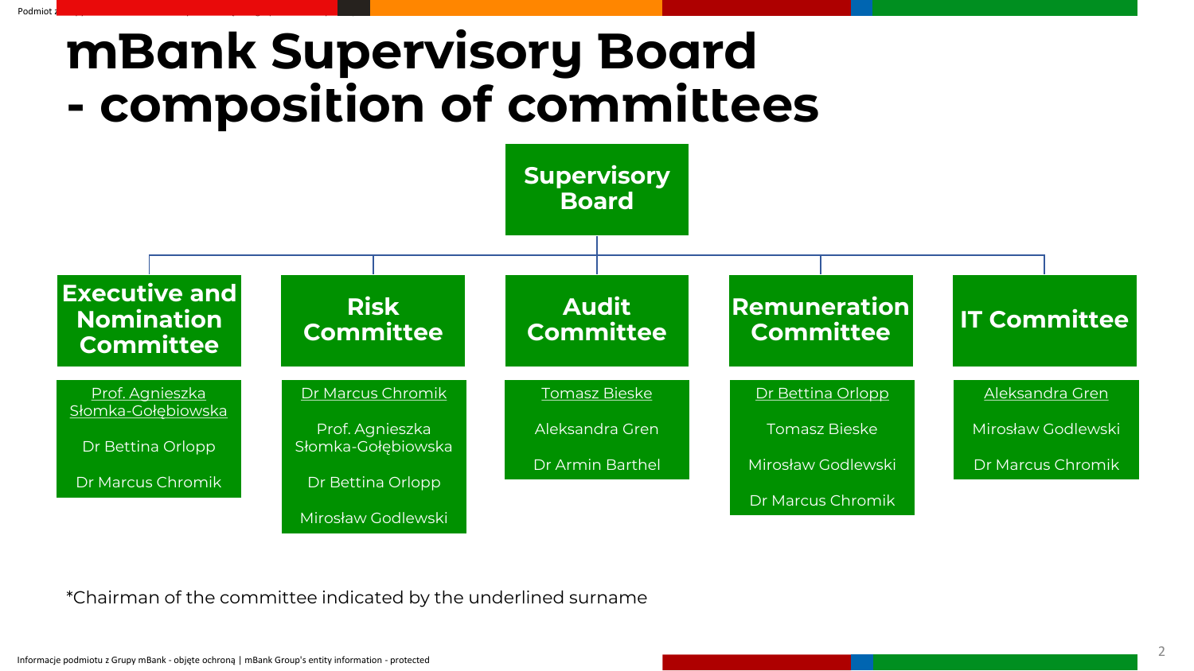# mBank Supervisory Board - composition of committees

Supervisory Board

**Executive and Nomination Committee**

- <u>Prof. Agnieszka Słomka-Gołębiowska</u>
- Dr Bettina Orlopp
- Dr Marcus Chromik

**Risk Committee**

- <u>Dr Marcus Chromik</u>
- Prof. Agnieszka Słomka-Gołębiowska
- Dr Bettina Orlopp
- Mirosław Godlewski

**Audit Committee**

- <u>Tomasz Bieske</u>
- Aleksandra Gren
- Dr Armin Barthel

**Remuneration Committee**

- <u>Dr Bettina Orlopp</u>
- Tomasz Bieske
- Mirosław Godlewski
- Dr Marcus Chromik

**IT Committee**

- <u>Aleksandra Gren</u>
- Mirosław Godlewski
- Dr Marcus Chromik

*Chairman of the committee indicated by the underlined surname